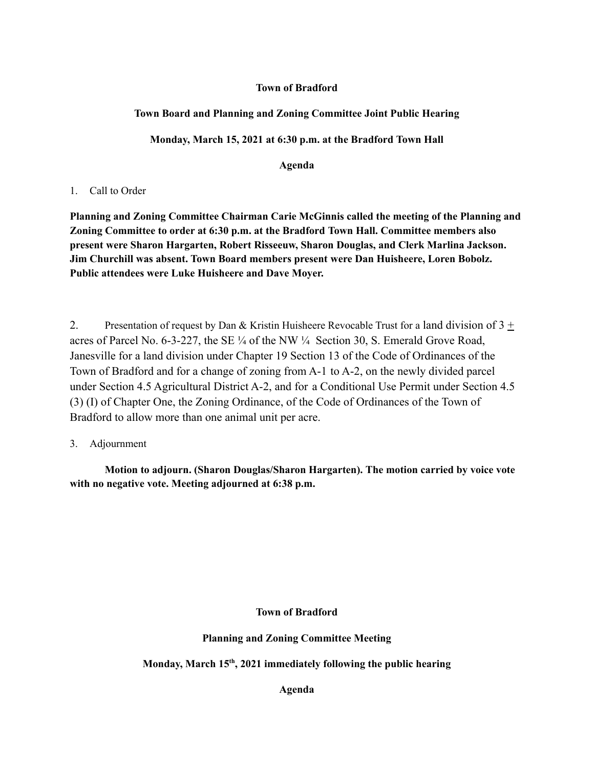**Town of Bradford**

**Town Board and Planning and Zoning Committee Joint Public Hearing**

**Monday, March 15, 2021 at 6:30 p.m. at the Bradford Town Hall**

**Agenda**

1. Call to Order

**Planning and Zoning Committee Chairman Carie McGinnis called the meeting of the Planning and Zoning Committee to order at 6:30 p.m. at the Bradford Town Hall. Committee members also present were Sharon Hargarten, Robert Risseeuw, Sharon Douglas, and Clerk Marlina Jackson. Jim Churchill was absent. Town Board members present were Dan Huisheere, Loren Bobolz. Public attendees were Luke Huisheere and Dave Moyer.**

2. Presentation of request by Dan & Kristin Huisheere Revocable Trust for a land division of 3 ± acres of Parcel No. 6-3-227, the SE ¼ of the NW ¼ Section 30, S. Emerald Grove Road, Janesville for a land division under Chapter 19 Section 13 of the Code of Ordinances of the Town of Bradford and for a change of zoning from A-1 to A-2, on the newly divided parcel under Section 4.5 Agricultural District A-2, and for a Conditional Use Permit under Section 4.5 (3) (I) of Chapter One, the Zoning Ordinance, of the Code of Ordinances of the Town of Bradford to allow more than one animal unit per acre.

3. Adjournment

**Motion to adjourn. (Sharon Douglas/Sharon Hargarten). The motion carried by voice vote with no negative vote. Meeting adjourned at 6:38 p.m.**

**Town of Bradford**

**Planning and Zoning Committee Meeting**

**Monday, March 15th, 2021 immediately following the public hearing**

**Agenda**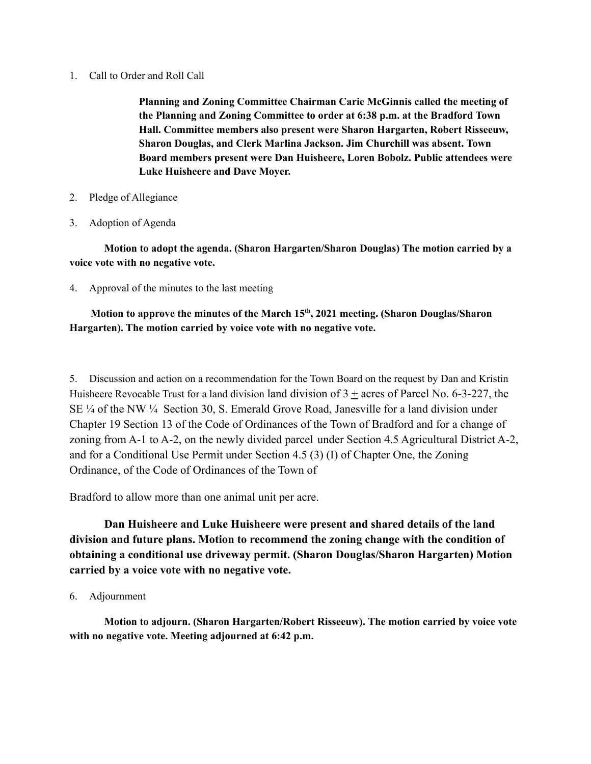1. Call to Order and Roll Call

**Planning and Zoning Committee Chairman Carie McGinnis called the meeting of the Planning and Zoning Committee to order at 6:38 p.m. at the Bradford Town Hall. Committee members also present were Sharon Hargarten, Robert Risseeuw, Sharon Douglas, and Clerk Marlina Jackson. Jim Churchill was absent. Town Board members present were Dan Huisheere, Loren Bobolz. Public attendees were Luke Huisheere and Dave Moyer.**

2. Pledge of Allegiance

3. Adoption of Agenda

**Motion to adopt the agenda. (Sharon Hargarten/Sharon Douglas) The motion carried by a voice vote with no negative vote.**

4. Approval of the minutes to the last meeting

**Motion to approve the minutes of the March 15th, 2021 meeting. (Sharon Douglas/Sharon Hargarten). The motion carried by voice vote with no negative vote.**

5. Discussion and action on a recommendation for the Town Board on the request by Dan and Kristin Huisheere Revocable Trust for a land division land division of 3 ± acres of Parcel No. 6-3-227, the SE ¼ of the NW ¼ Section 30, S. Emerald Grove Road, Janesville for a land division under Chapter 19 Section 13 of the Code of Ordinances of the Town of Bradford and for a change of zoning from A-1 to A-2, on the newly divided parcel under Section 4.5 Agricultural District A-2, and for a Conditional Use Permit under Section 4.5 (3) (I) of Chapter One, the Zoning Ordinance, of the Code of Ordinances of the Town of

Bradford to allow more than one animal unit per acre.

**Dan Huisheere and Luke Huisheere were present and shared details of the land division and future plans. Motion to recommend the zoning change with the condition of obtaining a conditional use driveway permit. (Sharon Douglas/Sharon Hargarten) Motion carried by a voice vote with no negative vote.**

6. Adjournment

**Motion to adjourn. (Sharon Hargarten/Robert Risseeuw). The motion carried by voice vote with no negative vote. Meeting adjourned at 6:42 p.m.**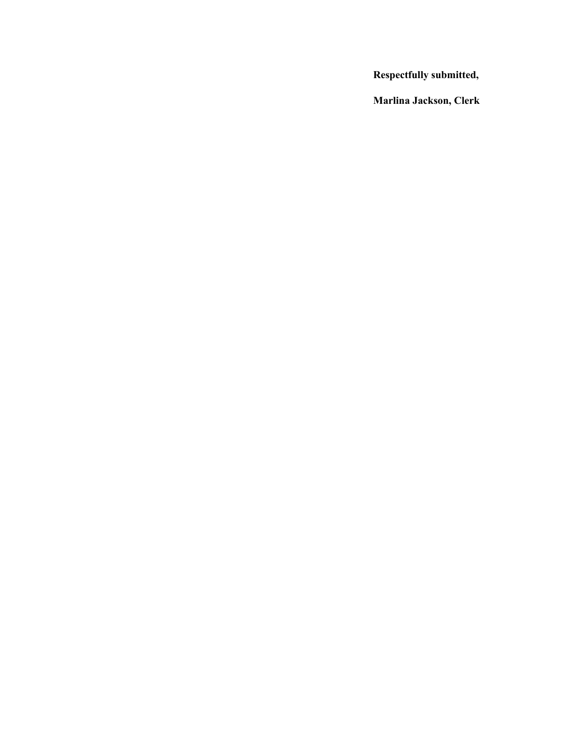**Respectfully submitted,**

**Marlina Jackson, Clerk**